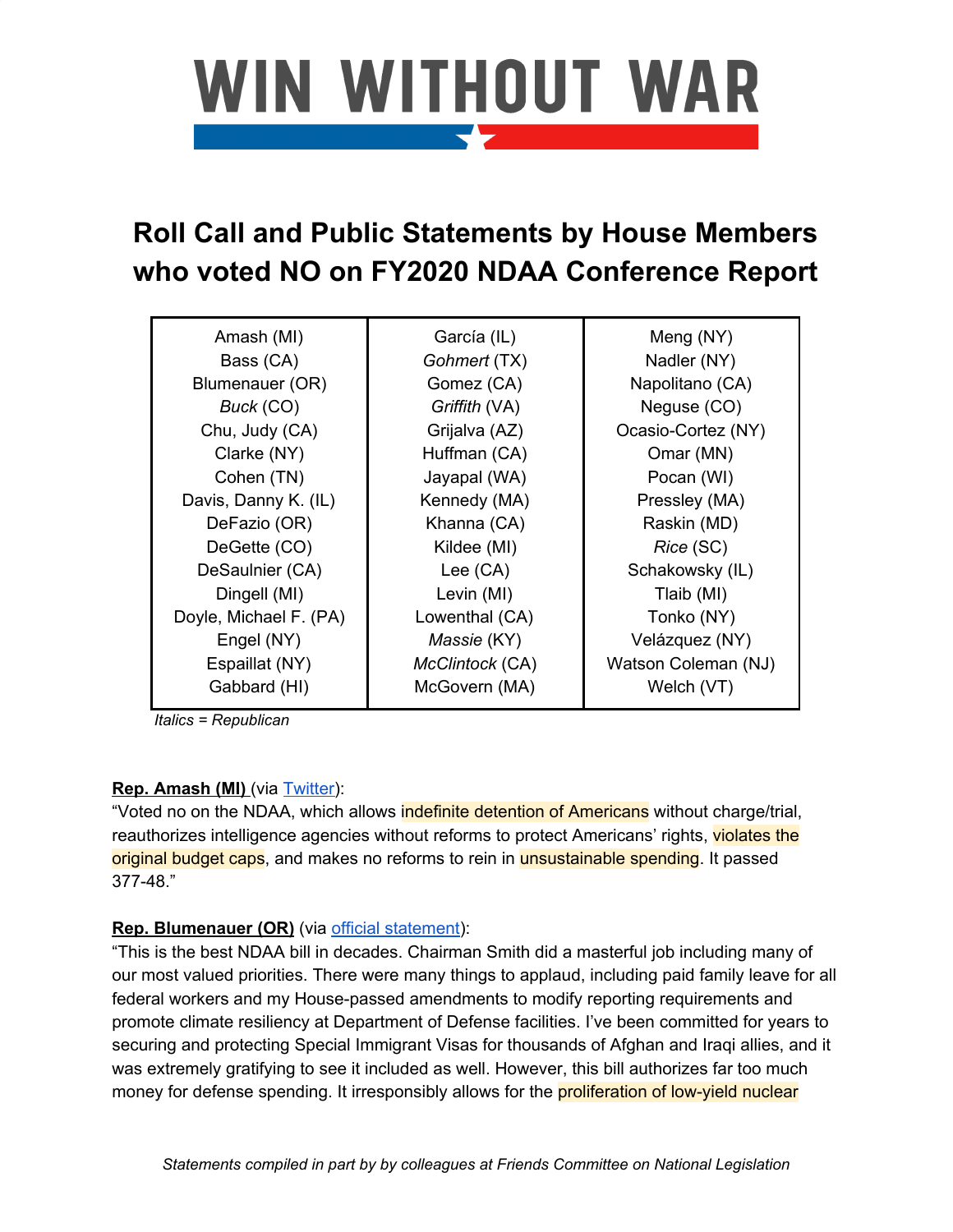# WIN WITHOUT WAR

## Roll Call and Public Statements by House Members who voted NO on FY2020 NDAA Conference Report

| | | |
|---|---|---|
| Amash (MI) | García (IL) | Meng (NY) |
| Bass (CA) | *Gohmert* (TX) | Nadler (NY) |
| Blumenauer (OR) | Gomez (CA) | Napolitano (CA) |
| *Buck* (CO) | *Griffith* (VA) | Neguse (CO) |
| Chu, Judy (CA) | Grijalva (AZ) | Ocasio-Cortez (NY) |
| Clarke (NY) | Huffman (CA) | Omar (MN) |
| Cohen (TN) | Jayapal (WA) | Pocan (WI) |
| Davis, Danny K. (IL) | Kennedy (MA) | Pressley (MA) |
| DeFazio (OR) | Khanna (CA) | Raskin (MD) |
| DeGette (CO) | Kildee (MI) | *Rice* (SC) |
| DeSaulnier (CA) | Lee (CA) | Schakowsky (IL) |
| Dingell (MI) | Levin (MI) | Tlaib (MI) |
| Doyle, Michael F. (PA) | Lowenthal (CA) | Tonko (NY) |
| Engel (NY) | *Massie* (KY) | Velázquez (NY) |
| Espaillat (NY) | *McClintock* (CA) | Watson Coleman (NJ) |
| Gabbard (HI) | McGovern (MA) | Welch (VT) |

*Italics = Republican*

**Rep. Amash (MI)** (via Twitter):
"Voted no on the NDAA, which allows indefinite detention of Americans without charge/trial, reauthorizes intelligence agencies without reforms to protect Americans' rights, violates the original budget caps, and makes no reforms to rein in unsustainable spending. It passed 377-48."

**Rep. Blumenauer (OR)** (via official statement):
"This is the best NDAA bill in decades. Chairman Smith did a masterful job including many of our most valued priorities. There were many things to applaud, including paid family leave for all federal workers and my House-passed amendments to modify reporting requirements and promote climate resiliency at Department of Defense facilities. I've been committed for years to securing and protecting Special Immigrant Visas for thousands of Afghan and Iraqi allies, and it was extremely gratifying to see it included as well. However, this bill authorizes far too much money for defense spending. It irresponsibly allows for the proliferation of low-yield nuclear

*Statements compiled in part by by colleagues at Friends Committee on National Legislation*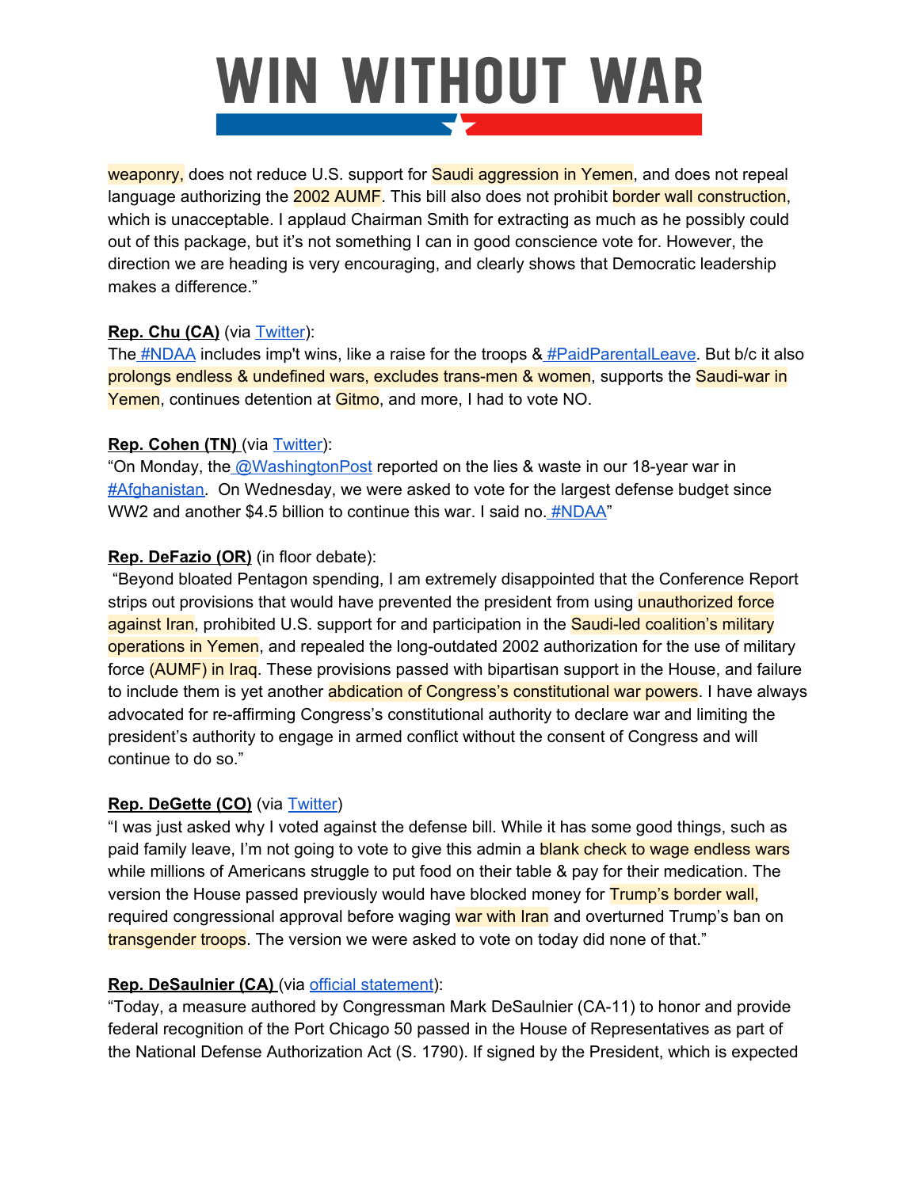weaponry, does not reduce U.S. support for Saudi aggression in Yemen, and does not repeal language authorizing the 2002 AUMF. This bill also does not prohibit border wall construction, which is unacceptable. I applaud Chairman Smith for extracting as much as he possibly could out of this package, but it's not something I can in good conscience vote for. However, the direction we are heading is very encouraging, and clearly shows that Democratic leadership makes a difference."

**Rep. Chu (CA)** (via Twitter):
The #NDAA includes imp't wins, like a raise for the troops & #PaidParentalLeave. But b/c it also prolongs endless & undefined wars, excludes trans-men & women, supports the Saudi-war in Yemen, continues detention at Gitmo, and more, I had to vote NO.

**Rep. Cohen (TN)** (via Twitter):
"On Monday, the @WashingtonPost reported on the lies & waste in our 18-year war in #Afghanistan. On Wednesday, we were asked to vote for the largest defense budget since WW2 and another $4.5 billion to continue this war. I said no. #NDAA"

**Rep. DeFazio (OR)** (in floor debate):
"Beyond bloated Pentagon spending, I am extremely disappointed that the Conference Report strips out provisions that would have prevented the president from using unauthorized force against Iran, prohibited U.S. support for and participation in the Saudi-led coalition's military operations in Yemen, and repealed the long-outdated 2002 authorization for the use of military force (AUMF) in Iraq. These provisions passed with bipartisan support in the House, and failure to include them is yet another abdication of Congress's constitutional war powers. I have always advocated for re-affirming Congress's constitutional authority to declare war and limiting the president's authority to engage in armed conflict without the consent of Congress and will continue to do so."

**Rep. DeGette (CO)** (via Twitter)
"I was just asked why I voted against the defense bill. While it has some good things, such as paid family leave, I'm not going to vote to give this admin a blank check to wage endless wars while millions of Americans struggle to put food on their table & pay for their medication. The version the House passed previously would have blocked money for Trump's border wall, required congressional approval before waging war with Iran and overturned Trump's ban on transgender troops. The version we were asked to vote on today did none of that."

**Rep. DeSaulnier (CA)** (via official statement):
"Today, a measure authored by Congressman Mark DeSaulnier (CA-11) to honor and provide federal recognition of the Port Chicago 50 passed in the House of Representatives as part of the National Defense Authorization Act (S. 1790). If signed by the President, which is expected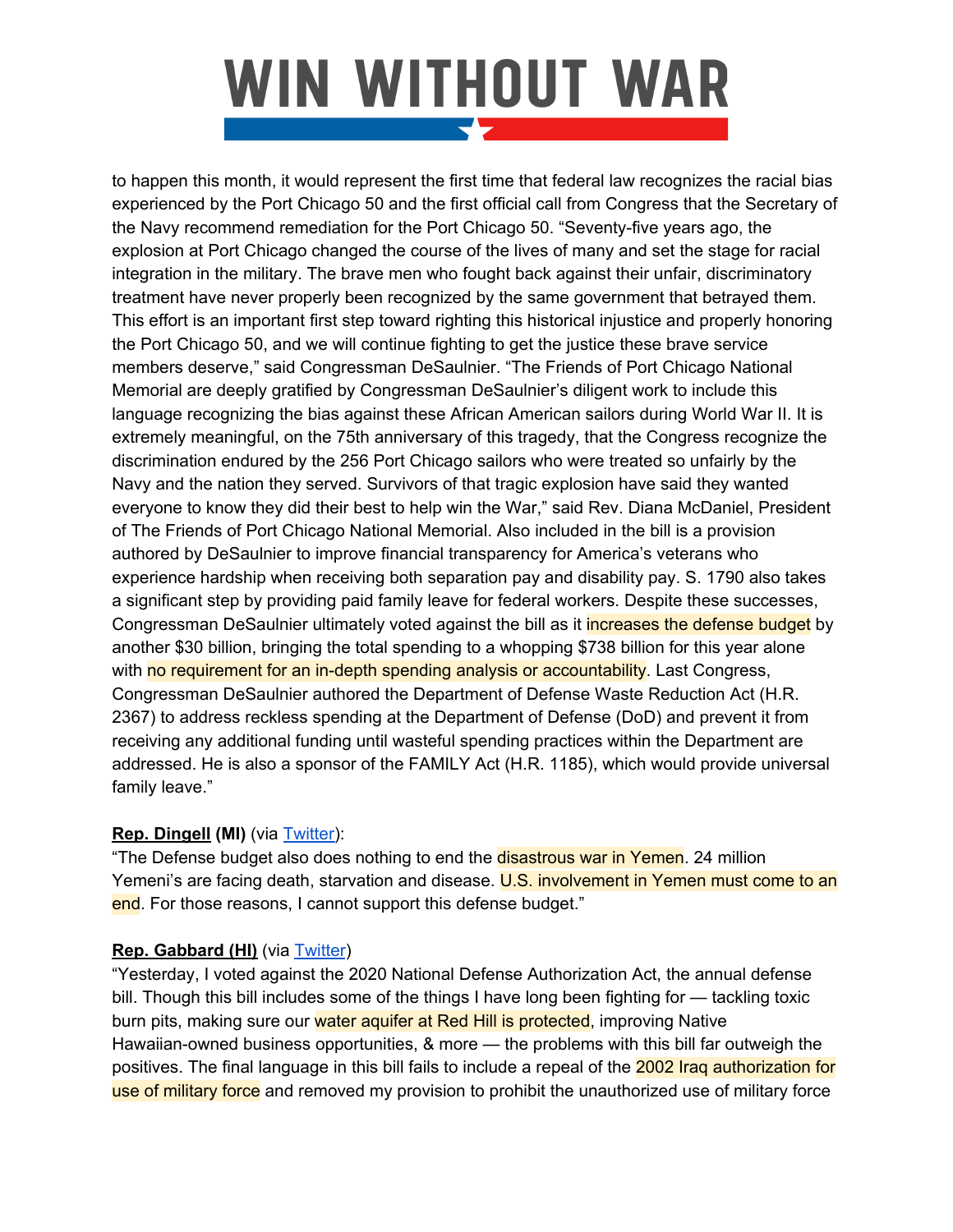to happen this month, it would represent the first time that federal law recognizes the racial bias experienced by the Port Chicago 50 and the first official call from Congress that the Secretary of the Navy recommend remediation for the Port Chicago 50. "Seventy-five years ago, the explosion at Port Chicago changed the course of the lives of many and set the stage for racial integration in the military. The brave men who fought back against their unfair, discriminatory treatment have never properly been recognized by the same government that betrayed them. This effort is an important first step toward righting this historical injustice and properly honoring the Port Chicago 50, and we will continue fighting to get the justice these brave service members deserve," said Congressman DeSaulnier. "The Friends of Port Chicago National Memorial are deeply gratified by Congressman DeSaulnier's diligent work to include this language recognizing the bias against these African American sailors during World War II. It is extremely meaningful, on the 75th anniversary of this tragedy, that the Congress recognize the discrimination endured by the 256 Port Chicago sailors who were treated so unfairly by the Navy and the nation they served. Survivors of that tragic explosion have said they wanted everyone to know they did their best to help win the War," said Rev. Diana McDaniel, President of The Friends of Port Chicago National Memorial. Also included in the bill is a provision authored by DeSaulnier to improve financial transparency for America's veterans who experience hardship when receiving both separation pay and disability pay. S. 1790 also takes a significant step by providing paid family leave for federal workers. Despite these successes, Congressman DeSaulnier ultimately voted against the bill as it increases the defense budget by another $30 billion, bringing the total spending to a whopping $738 billion for this year alone with no requirement for an in-depth spending analysis or accountability. Last Congress, Congressman DeSaulnier authored the Department of Defense Waste Reduction Act (H.R. 2367) to address reckless spending at the Department of Defense (DoD) and prevent it from receiving any additional funding until wasteful spending practices within the Department are addressed. He is also a sponsor of the FAMILY Act (H.R. 1185), which would provide universal family leave."

**Rep. Dingell (MI)** (via [Twitter]):

"The Defense budget also does nothing to end the disastrous war in Yemen. 24 million Yemeni's are facing death, starvation and disease. U.S. involvement in Yemen must come to an end. For those reasons, I cannot support this defense budget."

**Rep. Gabbard (HI)** (via [Twitter])

"Yesterday, I voted against the 2020 National Defense Authorization Act, the annual defense bill. Though this bill includes some of the things I have long been fighting for — tackling toxic burn pits, making sure our water aquifer at Red Hill is protected, improving Native Hawaiian-owned business opportunities, & more — the problems with this bill far outweigh the positives. The final language in this bill fails to include a repeal of the 2002 Iraq authorization for use of military force and removed my provision to prohibit the unauthorized use of military force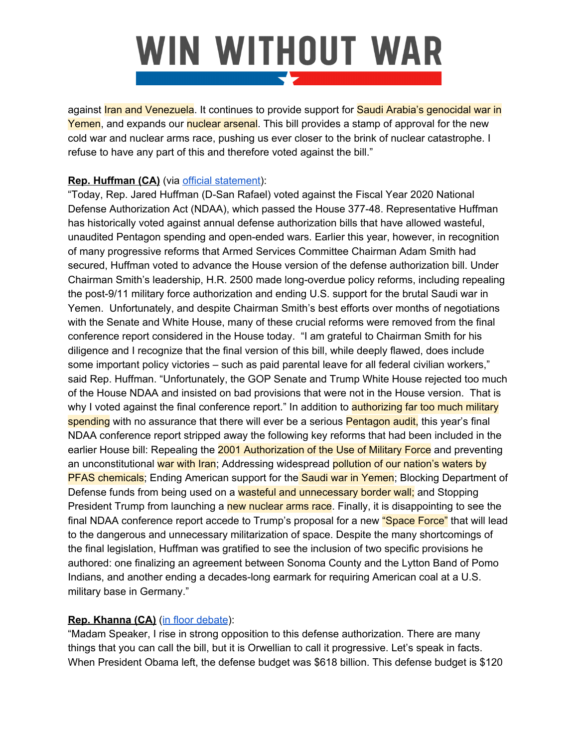against Iran and Venezuela. It continues to provide support for Saudi Arabia's genocidal war in Yemen, and expands our nuclear arsenal. This bill provides a stamp of approval for the new cold war and nuclear arms race, pushing us ever closer to the brink of nuclear catastrophe. I refuse to have any part of this and therefore voted against the bill."

**Rep. Huffman (CA)** (via official statement):

"Today, Rep. Jared Huffman (D-San Rafael) voted against the Fiscal Year 2020 National Defense Authorization Act (NDAA), which passed the House 377-48. Representative Huffman has historically voted against annual defense authorization bills that have allowed wasteful, unaudited Pentagon spending and open-ended wars. Earlier this year, however, in recognition of many progressive reforms that Armed Services Committee Chairman Adam Smith had secured, Huffman voted to advance the House version of the defense authorization bill. Under Chairman Smith's leadership, H.R. 2500 made long-overdue policy reforms, including repealing the post-9/11 military force authorization and ending U.S. support for the brutal Saudi war in Yemen. Unfortunately, and despite Chairman Smith's best efforts over months of negotiations with the Senate and White House, many of these crucial reforms were removed from the final conference report considered in the House today. "I am grateful to Chairman Smith for his diligence and I recognize that the final version of this bill, while deeply flawed, does include some important policy victories – such as paid parental leave for all federal civilian workers," said Rep. Huffman. "Unfortunately, the GOP Senate and Trump White House rejected too much of the House NDAA and insisted on bad provisions that were not in the House version. That is why I voted against the final conference report." In addition to authorizing far too much military spending with no assurance that there will ever be a serious Pentagon audit, this year's final NDAA conference report stripped away the following key reforms that had been included in the earlier House bill: Repealing the 2001 Authorization of the Use of Military Force and preventing an unconstitutional war with Iran; Addressing widespread pollution of our nation's waters by PFAS chemicals; Ending American support for the Saudi war in Yemen; Blocking Department of Defense funds from being used on a wasteful and unnecessary border wall; and Stopping President Trump from launching a new nuclear arms race. Finally, it is disappointing to see the final NDAA conference report accede to Trump's proposal for a new "Space Force" that will lead to the dangerous and unnecessary militarization of space. Despite the many shortcomings of the final legislation, Huffman was gratified to see the inclusion of two specific provisions he authored: one finalizing an agreement between Sonoma County and the Lytton Band of Pomo Indians, and another ending a decades-long earmark for requiring American coal at a U.S. military base in Germany."

**Rep. Khanna (CA)** (in floor debate):

"Madam Speaker, I rise in strong opposition to this defense authorization. There are many things that you can call the bill, but it is Orwellian to call it progressive. Let's speak in facts. When President Obama left, the defense budget was $618 billion. This defense budget is $120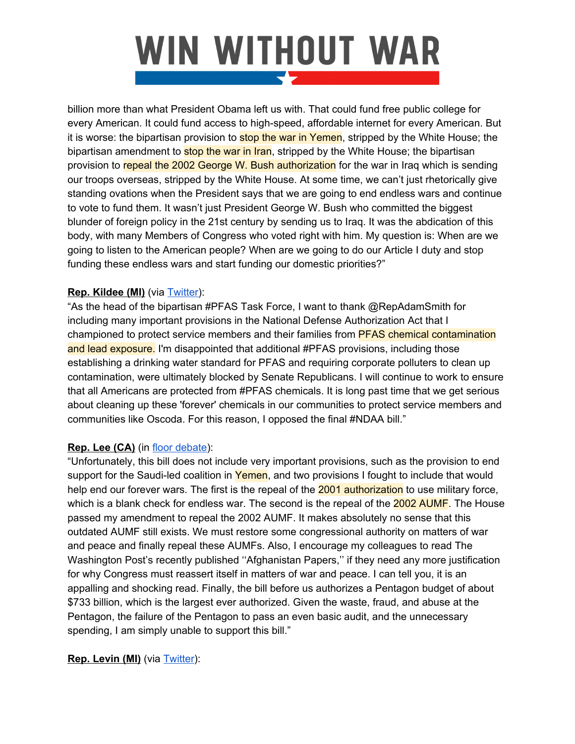billion more than what President Obama left us with. That could fund free public college for every American. It could fund access to high-speed, affordable internet for every American. But it is worse: the bipartisan provision to stop the war in Yemen, stripped by the White House; the bipartisan amendment to stop the war in Iran, stripped by the White House; the bipartisan provision to repeal the 2002 George W. Bush authorization for the war in Iraq which is sending our troops overseas, stripped by the White House. At some time, we can't just rhetorically give standing ovations when the President says that we are going to end endless wars and continue to vote to fund them. It wasn't just President George W. Bush who committed the biggest blunder of foreign policy in the 21st century by sending us to Iraq. It was the abdication of this body, with many Members of Congress who voted right with him. My question is: When are we going to listen to the American people? When are we going to do our Article I duty and stop funding these endless wars and start funding our domestic priorities?"

**Rep. Kildee (MI)** (via Twitter):
"As the head of the bipartisan #PFAS Task Force, I want to thank @RepAdamSmith for including many important provisions in the National Defense Authorization Act that I championed to protect service members and their families from PFAS chemical contamination and lead exposure. I'm disappointed that additional #PFAS provisions, including those establishing a drinking water standard for PFAS and requiring corporate polluters to clean up contamination, were ultimately blocked by Senate Republicans. I will continue to work to ensure that all Americans are protected from #PFAS chemicals. It is long past time that we get serious about cleaning up these 'forever' chemicals in our communities to protect service members and communities like Oscoda. For this reason, I opposed the final #NDAA bill."

**Rep. Lee (CA)** (in floor debate):
"Unfortunately, this bill does not include very important provisions, such as the provision to end support for the Saudi-led coalition in Yemen, and two provisions I fought to include that would help end our forever wars. The first is the repeal of the 2001 authorization to use military force, which is a blank check for endless war. The second is the repeal of the 2002 AUMF. The House passed my amendment to repeal the 2002 AUMF. It makes absolutely no sense that this outdated AUMF still exists. We must restore some congressional authority on matters of war and peace and finally repeal these AUMFs. Also, I encourage my colleagues to read The Washington Post's recently published ''Afghanistan Papers,'' if they need any more justification for why Congress must reassert itself in matters of war and peace. I can tell you, it is an appalling and shocking read. Finally, the bill before us authorizes a Pentagon budget of about $733 billion, which is the largest ever authorized. Given the waste, fraud, and abuse at the Pentagon, the failure of the Pentagon to pass an even basic audit, and the unnecessary spending, I am simply unable to support this bill."

**Rep. Levin (MI)** (via Twitter):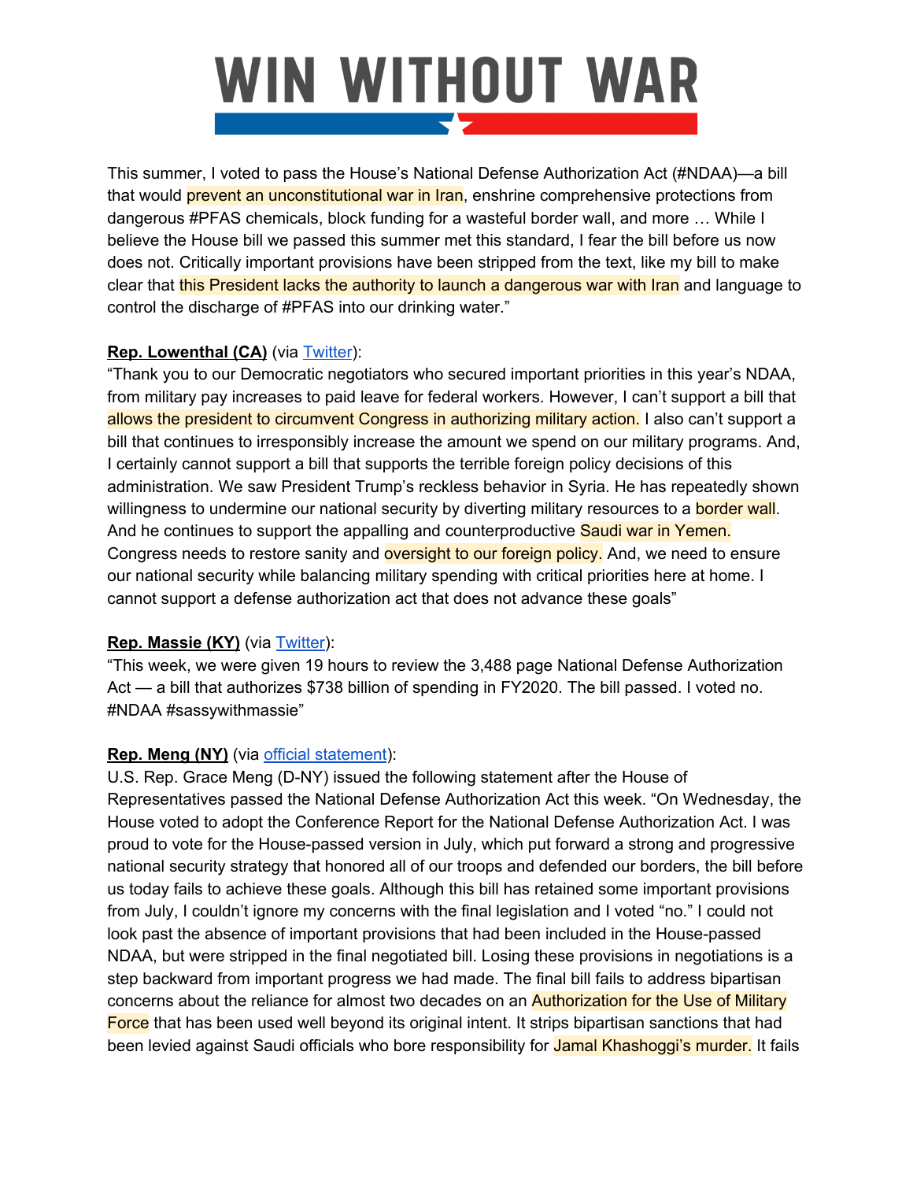# WIN WITHOUT WAR

This summer, I voted to pass the House's National Defense Authorization Act (#NDAA)—a bill that would prevent an unconstitutional war in Iran, enshrine comprehensive protections from dangerous #PFAS chemicals, block funding for a wasteful border wall, and more … While I believe the House bill we passed this summer met this standard, I fear the bill before us now does not. Critically important provisions have been stripped from the text, like my bill to make clear that this President lacks the authority to launch a dangerous war with Iran and language to control the discharge of #PFAS into our drinking water."

**Rep. Lowenthal (CA)** (via Twitter):
"Thank you to our Democratic negotiators who secured important priorities in this year's NDAA, from military pay increases to paid leave for federal workers. However, I can't support a bill that allows the president to circumvent Congress in authorizing military action. I also can't support a bill that continues to irresponsibly increase the amount we spend on our military programs. And, I certainly cannot support a bill that supports the terrible foreign policy decisions of this administration. We saw President Trump's reckless behavior in Syria. He has repeatedly shown willingness to undermine our national security by diverting military resources to a border wall. And he continues to support the appalling and counterproductive Saudi war in Yemen. Congress needs to restore sanity and oversight to our foreign policy. And, we need to ensure our national security while balancing military spending with critical priorities here at home. I cannot support a defense authorization act that does not advance these goals"

**Rep. Massie (KY)** (via Twitter):
"This week, we were given 19 hours to review the 3,488 page National Defense Authorization Act — a bill that authorizes $738 billion of spending in FY2020. The bill passed. I voted no. #NDAA #sassywithmassie"

**Rep. Meng (NY)** (via official statement):
U.S. Rep. Grace Meng (D-NY) issued the following statement after the House of Representatives passed the National Defense Authorization Act this week. "On Wednesday, the House voted to adopt the Conference Report for the National Defense Authorization Act. I was proud to vote for the House-passed version in July, which put forward a strong and progressive national security strategy that honored all of our troops and defended our borders, the bill before us today fails to achieve these goals. Although this bill has retained some important provisions from July, I couldn't ignore my concerns with the final legislation and I voted "no." I could not look past the absence of important provisions that had been included in the House-passed NDAA, but were stripped in the final negotiated bill. Losing these provisions in negotiations is a step backward from important progress we had made. The final bill fails to address bipartisan concerns about the reliance for almost two decades on an Authorization for the Use of Military Force that has been used well beyond its original intent. It strips bipartisan sanctions that had been levied against Saudi officials who bore responsibility for Jamal Khashoggi's murder. It fails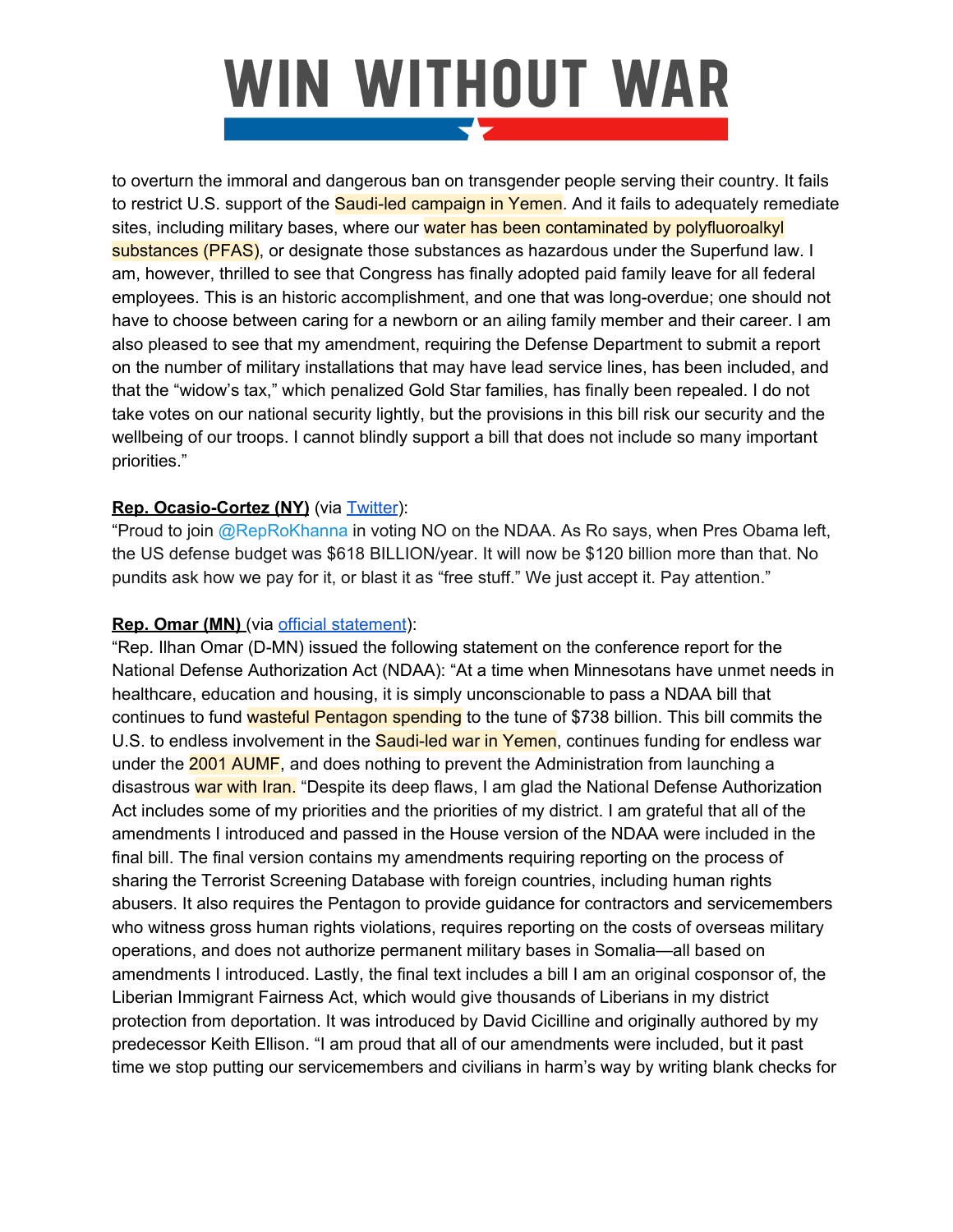to overturn the immoral and dangerous ban on transgender people serving their country. It fails to restrict U.S. support of the Saudi-led campaign in Yemen. And it fails to adequately remediate sites, including military bases, where our water has been contaminated by polyfluoroalkyl substances (PFAS), or designate those substances as hazardous under the Superfund law. I am, however, thrilled to see that Congress has finally adopted paid family leave for all federal employees. This is an historic accomplishment, and one that was long-overdue; one should not have to choose between caring for a newborn or an ailing family member and their career. I am also pleased to see that my amendment, requiring the Defense Department to submit a report on the number of military installations that may have lead service lines, has been included, and that the "widow's tax," which penalized Gold Star families, has finally been repealed. I do not take votes on our national security lightly, but the provisions in this bill risk our security and the wellbeing of our troops. I cannot blindly support a bill that does not include so many important priorities."

**Rep. Ocasio-Cortez (NY)** (via Twitter):
"Proud to join @RepRoKhanna in voting NO on the NDAA. As Ro says, when Pres Obama left, the US defense budget was $618 BILLION/year. It will now be $120 billion more than that. No pundits ask how we pay for it, or blast it as "free stuff." We just accept it. Pay attention."

**Rep. Omar (MN)** (via official statement):
"Rep. Ilhan Omar (D-MN) issued the following statement on the conference report for the National Defense Authorization Act (NDAA): "At a time when Minnesotans have unmet needs in healthcare, education and housing, it is simply unconscionable to pass a NDAA bill that continues to fund wasteful Pentagon spending to the tune of $738 billion. This bill commits the U.S. to endless involvement in the Saudi-led war in Yemen, continues funding for endless war under the 2001 AUMF, and does nothing to prevent the Administration from launching a disastrous war with Iran. "Despite its deep flaws, I am glad the National Defense Authorization Act includes some of my priorities and the priorities of my district. I am grateful that all of the amendments I introduced and passed in the House version of the NDAA were included in the final bill. The final version contains my amendments requiring reporting on the process of sharing the Terrorist Screening Database with foreign countries, including human rights abusers. It also requires the Pentagon to provide guidance for contractors and servicemembers who witness gross human rights violations, requires reporting on the costs of overseas military operations, and does not authorize permanent military bases in Somalia—all based on amendments I introduced. Lastly, the final text includes a bill I am an original cosponsor of, the Liberian Immigrant Fairness Act, which would give thousands of Liberians in my district protection from deportation. It was introduced by David Cicilline and originally authored by my predecessor Keith Ellison. "I am proud that all of our amendments were included, but it past time we stop putting our servicemembers and civilians in harm's way by writing blank checks for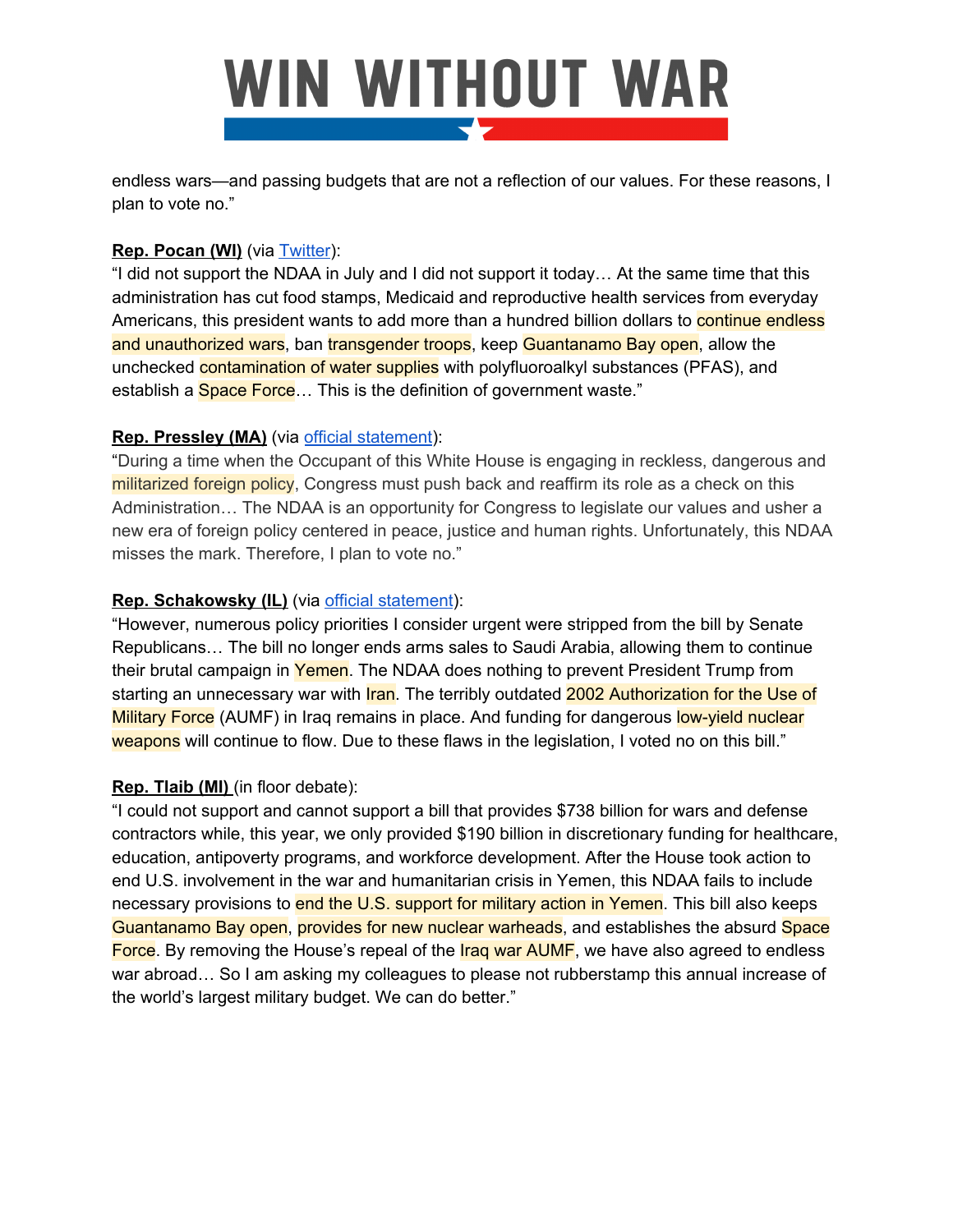endless wars—and passing budgets that are not a reflection of our values. For these reasons, I plan to vote no."

**Rep. Pocan (WI)** (via Twitter):
"I did not support the NDAA in July and I did not support it today… At the same time that this administration has cut food stamps, Medicaid and reproductive health services from everyday Americans, this president wants to add more than a hundred billion dollars to continue endless and unauthorized wars, ban transgender troops, keep Guantanamo Bay open, allow the unchecked contamination of water supplies with polyfluoroalkyl substances (PFAS), and establish a Space Force… This is the definition of government waste."

**Rep. Pressley (MA)** (via official statement):
"During a time when the Occupant of this White House is engaging in reckless, dangerous and militarized foreign policy, Congress must push back and reaffirm its role as a check on this Administration… The NDAA is an opportunity for Congress to legislate our values and usher a new era of foreign policy centered in peace, justice and human rights. Unfortunately, this NDAA misses the mark. Therefore, I plan to vote no."

**Rep. Schakowsky (IL)** (via official statement):
"However, numerous policy priorities I consider urgent were stripped from the bill by Senate Republicans… The bill no longer ends arms sales to Saudi Arabia, allowing them to continue their brutal campaign in Yemen. The NDAA does nothing to prevent President Trump from starting an unnecessary war with Iran. The terribly outdated 2002 Authorization for the Use of Military Force (AUMF) in Iraq remains in place. And funding for dangerous low-yield nuclear weapons will continue to flow. Due to these flaws in the legislation, I voted no on this bill."

**Rep. Tlaib (MI)** (in floor debate):
"I could not support and cannot support a bill that provides $738 billion for wars and defense contractors while, this year, we only provided $190 billion in discretionary funding for healthcare, education, antipoverty programs, and workforce development. After the House took action to end U.S. involvement in the war and humanitarian crisis in Yemen, this NDAA fails to include necessary provisions to end the U.S. support for military action in Yemen. This bill also keeps Guantanamo Bay open, provides for new nuclear warheads, and establishes the absurd Space Force. By removing the House's repeal of the Iraq war AUMF, we have also agreed to endless war abroad… So I am asking my colleagues to please not rubberstamp this annual increase of the world's largest military budget. We can do better."